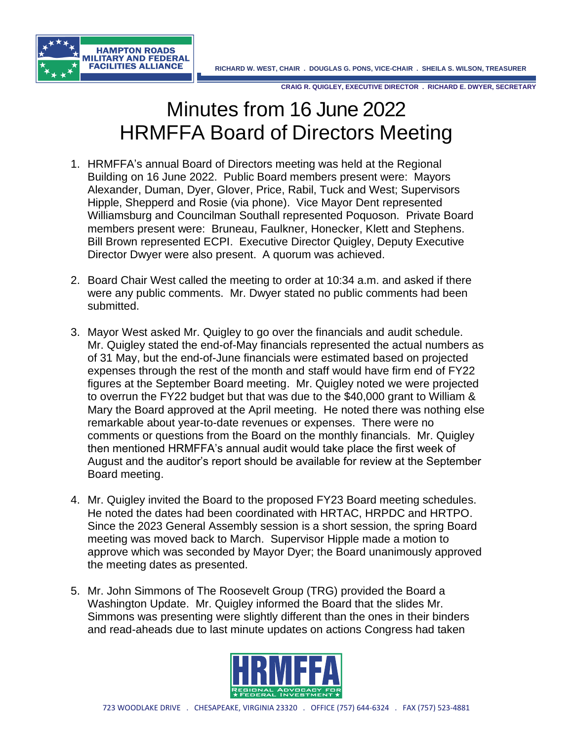# Minutes from 16 June 2022 HRMFFA Board of Directors Meeting

1. HRMFFA's annual Board of Directors meeting was held at the Regional Building on 16 June 2022. Public Board members present were: Mayors Alexander, Duman, Dyer, Glover, Price, Rabil, Tuck and West; Supervisors Hipple, Shepperd and Rosie (via phone). Vice Mayor Dent represented Williamsburg and Councilman Southall represented Poquoson. Private Board members present were: Bruneau, Faulkner, Honecker, Klett and Stephens. Bill Brown represented ECPI. Executive Director Quigley, Deputy Executive Director Dwyer were also present. A quorum was achieved.

2. Board Chair West called the meeting to order at 10:34 a.m. and asked if there were any public comments. Mr. Dwyer stated no public comments had been submitted.

3. Mayor West asked Mr. Quigley to go over the financials and audit schedule. Mr. Quigley stated the end-of-May financials represented the actual numbers as of 31 May, but the end-of-June financials were estimated based on projected expenses through the rest of the month and staff would have firm end of FY22 figures at the September Board meeting. Mr. Quigley noted we were projected to overrun the FY22 budget but that was due to the $40,000 grant to William & Mary the Board approved at the April meeting. He noted there was nothing else remarkable about year-to-date revenues or expenses. There were no comments or questions from the Board on the monthly financials. Mr. Quigley then mentioned HRMFFA's annual audit would take place the first week of August and the auditor's report should be available for review at the September Board meeting.

4. Mr. Quigley invited the Board to the proposed FY23 Board meeting schedules. He noted the dates had been coordinated with HRTAC, HRPDC and HRTPO. Since the 2023 General Assembly session is a short session, the spring Board meeting was moved back to March. Supervisor Hipple made a motion to approve which was seconded by Mayor Dyer; the Board unanimously approved the meeting dates as presented.

5. Mr. John Simmons of The Roosevelt Group (TRG) provided the Board a Washington Update. Mr. Quigley informed the Board that the slides Mr. Simmons was presenting were slightly different than the ones in their binders and read-aheads due to last minute updates on actions Congress had taken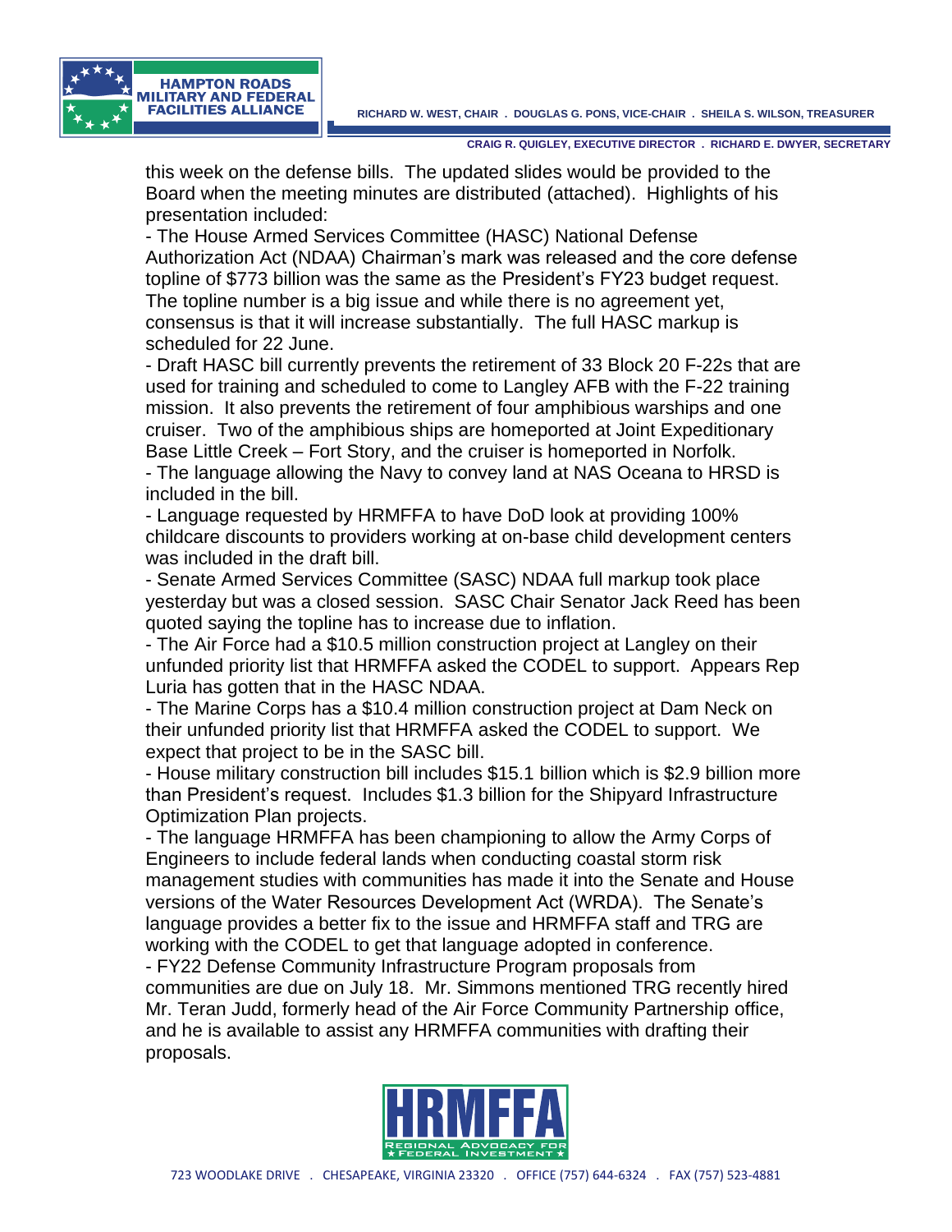this week on the defense bills. The updated slides would be provided to the Board when the meeting minutes are distributed (attached). Highlights of his presentation included:

- The House Armed Services Committee (HASC) National Defense Authorization Act (NDAA) Chairman's mark was released and the core defense topline of $773 billion was the same as the President's FY23 budget request. The topline number is a big issue and while there is no agreement yet, consensus is that it will increase substantially. The full HASC markup is scheduled for 22 June.
- Draft HASC bill currently prevents the retirement of 33 Block 20 F-22s that are used for training and scheduled to come to Langley AFB with the F-22 training mission. It also prevents the retirement of four amphibious warships and one cruiser. Two of the amphibious ships are homeported at Joint Expeditionary Base Little Creek – Fort Story, and the cruiser is homeported in Norfolk.
- The language allowing the Navy to convey land at NAS Oceana to HRSD is included in the bill.
- Language requested by HRMFFA to have DoD look at providing 100% childcare discounts to providers working at on-base child development centers was included in the draft bill.
- Senate Armed Services Committee (SASC) NDAA full markup took place yesterday but was a closed session. SASC Chair Senator Jack Reed has been quoted saying the topline has to increase due to inflation.
- The Air Force had a $10.5 million construction project at Langley on their unfunded priority list that HRMFFA asked the CODEL to support. Appears Rep Luria has gotten that in the HASC NDAA.
- The Marine Corps has a $10.4 million construction project at Dam Neck on their unfunded priority list that HRMFFA asked the CODEL to support. We expect that project to be in the SASC bill.
- House military construction bill includes $15.1 billion which is $2.9 billion more than President's request. Includes $1.3 billion for the Shipyard Infrastructure Optimization Plan projects.
- The language HRMFFA has been championing to allow the Army Corps of Engineers to include federal lands when conducting coastal storm risk management studies with communities has made it into the Senate and House versions of the Water Resources Development Act (WRDA). The Senate's language provides a better fix to the issue and HRMFFA staff and TRG are working with the CODEL to get that language adopted in conference.
- FY22 Defense Community Infrastructure Program proposals from communities are due on July 18. Mr. Simmons mentioned TRG recently hired Mr. Teran Judd, formerly head of the Air Force Community Partnership office, and he is available to assist any HRMFFA communities with drafting their proposals.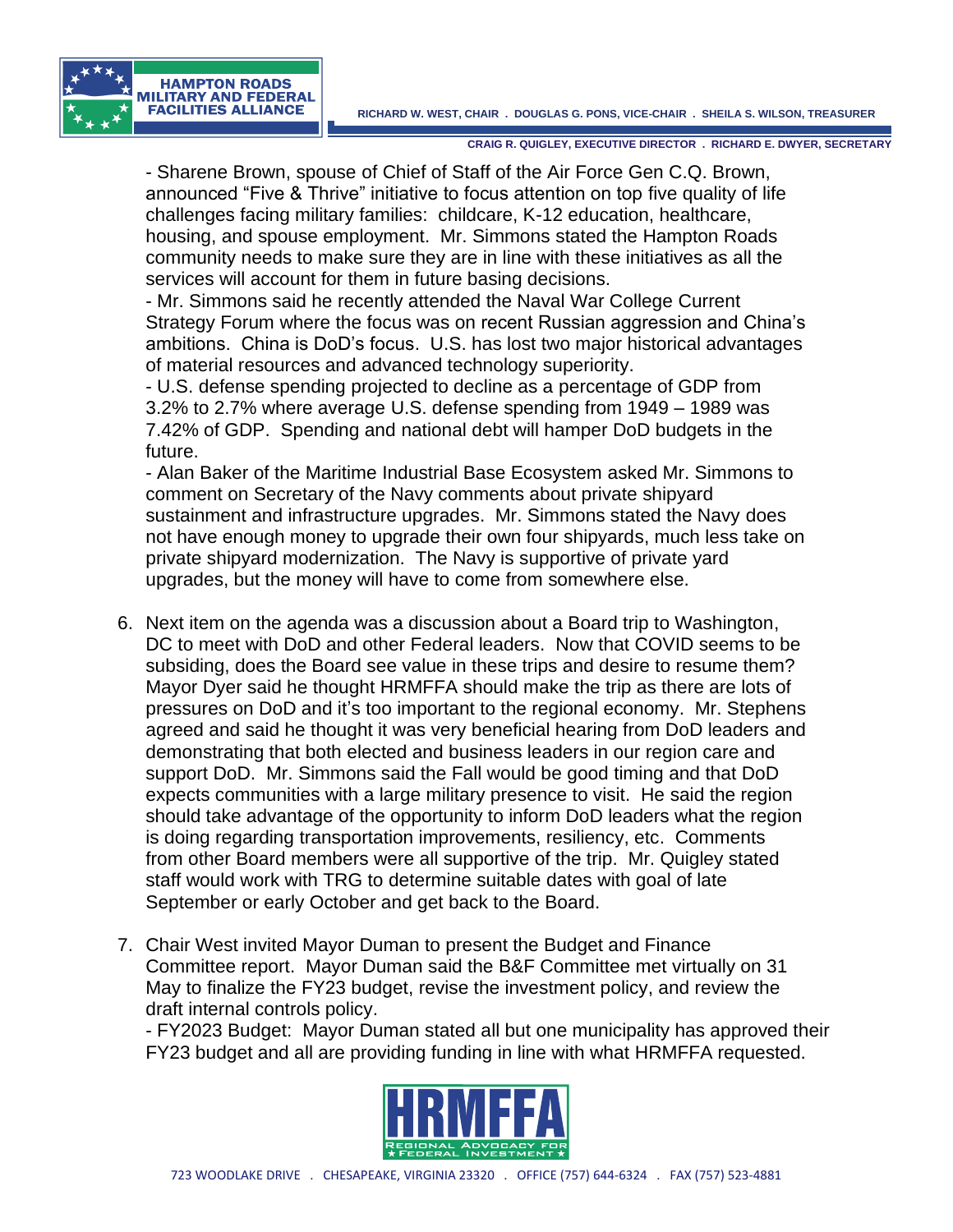- Sharene Brown, spouse of Chief of Staff of the Air Force Gen C.Q. Brown, announced "Five & Thrive" initiative to focus attention on top five quality of life challenges facing military families: childcare, K-12 education, healthcare, housing, and spouse employment. Mr. Simmons stated the Hampton Roads community needs to make sure they are in line with these initiatives as all the services will account for them in future basing decisions.
- Mr. Simmons said he recently attended the Naval War College Current Strategy Forum where the focus was on recent Russian aggression and China's ambitions. China is DoD's focus. U.S. has lost two major historical advantages of material resources and advanced technology superiority.
- U.S. defense spending projected to decline as a percentage of GDP from 3.2% to 2.7% where average U.S. defense spending from 1949 – 1989 was 7.42% of GDP. Spending and national debt will hamper DoD budgets in the future.
- Alan Baker of the Maritime Industrial Base Ecosystem asked Mr. Simmons to comment on Secretary of the Navy comments about private shipyard sustainment and infrastructure upgrades. Mr. Simmons stated the Navy does not have enough money to upgrade their own four shipyards, much less take on private shipyard modernization. The Navy is supportive of private yard upgrades, but the money will have to come from somewhere else.

6. Next item on the agenda was a discussion about a Board trip to Washington, DC to meet with DoD and other Federal leaders. Now that COVID seems to be subsiding, does the Board see value in these trips and desire to resume them? Mayor Dyer said he thought HRMFFA should make the trip as there are lots of pressures on DoD and it's too important to the regional economy. Mr. Stephens agreed and said he thought it was very beneficial hearing from DoD leaders and demonstrating that both elected and business leaders in our region care and support DoD. Mr. Simmons said the Fall would be good timing and that DoD expects communities with a large military presence to visit. He said the region should take advantage of the opportunity to inform DoD leaders what the region is doing regarding transportation improvements, resiliency, etc. Comments from other Board members were all supportive of the trip. Mr. Quigley stated staff would work with TRG to determine suitable dates with goal of late September or early October and get back to the Board.

7. Chair West invited Mayor Duman to present the Budget and Finance Committee report. Mayor Duman said the B&F Committee met virtually on 31 May to finalize the FY23 budget, revise the investment policy, and review the draft internal controls policy.
   - FY2023 Budget: Mayor Duman stated all but one municipality has approved their FY23 budget and all are providing funding in line with what HRMFFA requested.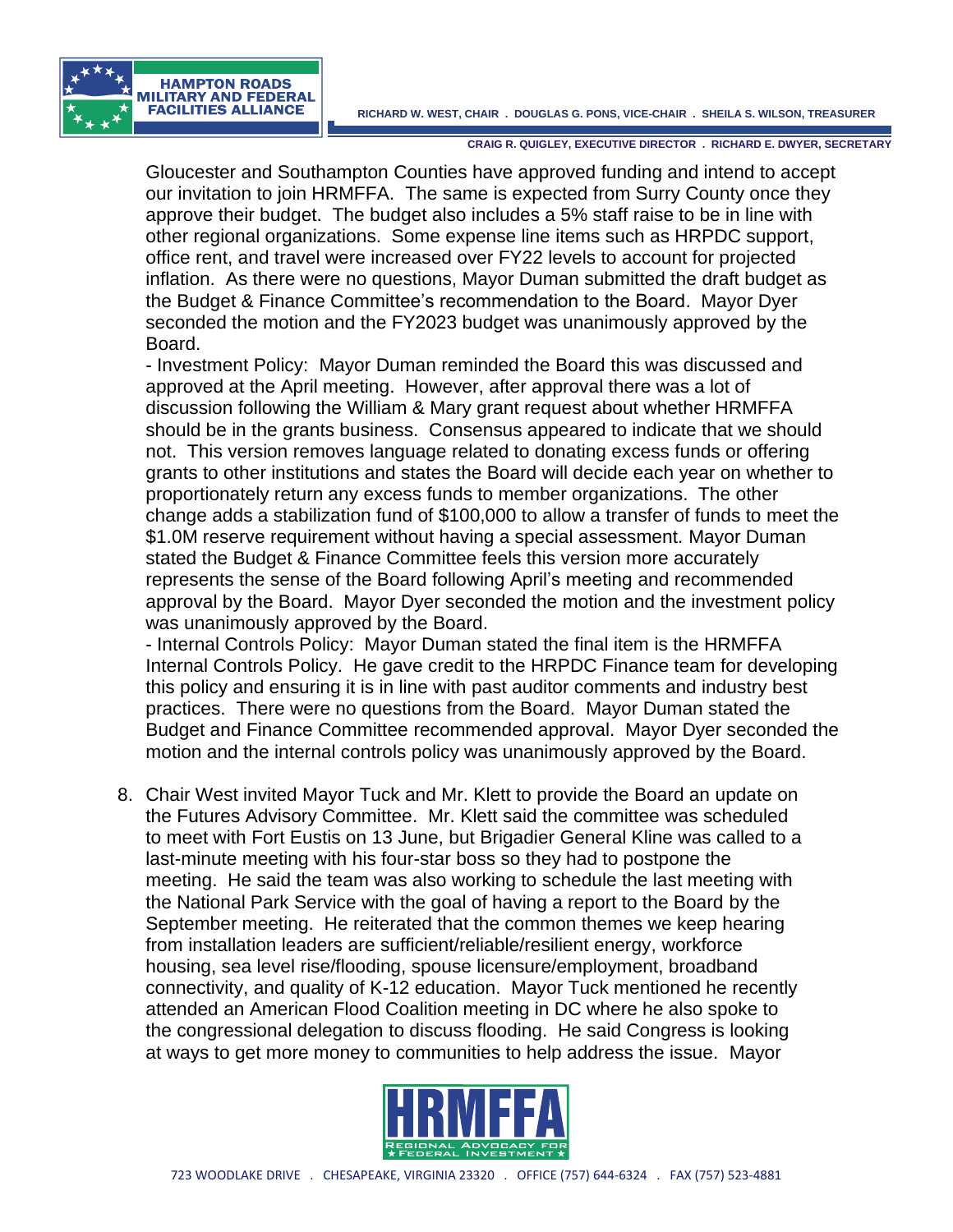Gloucester and Southampton Counties have approved funding and intend to accept our invitation to join HRMFFA. The same is expected from Surry County once they approve their budget. The budget also includes a 5% staff raise to be in line with other regional organizations. Some expense line items such as HRPDC support, office rent, and travel were increased over FY22 levels to account for projected inflation. As there were no questions, Mayor Duman submitted the draft budget as the Budget & Finance Committee's recommendation to the Board. Mayor Dyer seconded the motion and the FY2023 budget was unanimously approved by the Board.

- Investment Policy: Mayor Duman reminded the Board this was discussed and approved at the April meeting. However, after approval there was a lot of discussion following the William & Mary grant request about whether HRMFFA should be in the grants business. Consensus appeared to indicate that we should not. This version removes language related to donating excess funds or offering grants to other institutions and states the Board will decide each year on whether to proportionately return any excess funds to member organizations. The other change adds a stabilization fund of $100,000 to allow a transfer of funds to meet the $1.0M reserve requirement without having a special assessment. Mayor Duman stated the Budget & Finance Committee feels this version more accurately represents the sense of the Board following April's meeting and recommended approval by the Board. Mayor Dyer seconded the motion and the investment policy was unanimously approved by the Board.
- Internal Controls Policy: Mayor Duman stated the final item is the HRMFFA Internal Controls Policy. He gave credit to the HRPDC Finance team for developing this policy and ensuring it is in line with past auditor comments and industry best practices. There were no questions from the Board. Mayor Duman stated the Budget and Finance Committee recommended approval. Mayor Dyer seconded the motion and the internal controls policy was unanimously approved by the Board.

8. Chair West invited Mayor Tuck and Mr. Klett to provide the Board an update on the Futures Advisory Committee. Mr. Klett said the committee was scheduled to meet with Fort Eustis on 13 June, but Brigadier General Kline was called to a last-minute meeting with his four-star boss so they had to postpone the meeting. He said the team was also working to schedule the last meeting with the National Park Service with the goal of having a report to the Board by the September meeting. He reiterated that the common themes we keep hearing from installation leaders are sufficient/reliable/resilient energy, workforce housing, sea level rise/flooding, spouse licensure/employment, broadband connectivity, and quality of K-12 education. Mayor Tuck mentioned he recently attended an American Flood Coalition meeting in DC where he also spoke to the congressional delegation to discuss flooding. He said Congress is looking at ways to get more money to communities to help address the issue. Mayor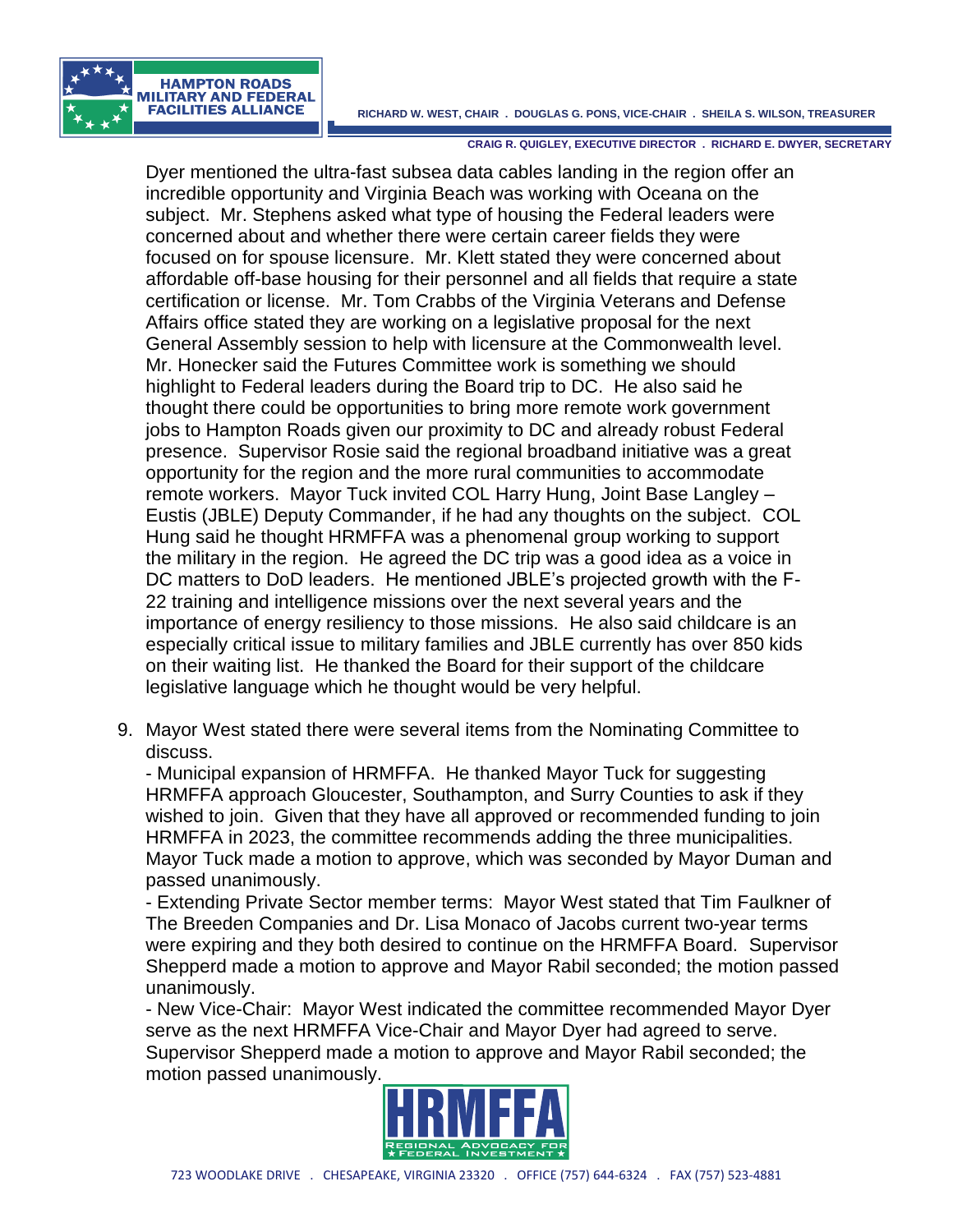Dyer mentioned the ultra-fast subsea data cables landing in the region offer an incredible opportunity and Virginia Beach was working with Oceana on the subject. Mr. Stephens asked what type of housing the Federal leaders were concerned about and whether there were certain career fields they were focused on for spouse licensure. Mr. Klett stated they were concerned about affordable off-base housing for their personnel and all fields that require a state certification or license. Mr. Tom Crabbs of the Virginia Veterans and Defense Affairs office stated they are working on a legislative proposal for the next General Assembly session to help with licensure at the Commonwealth level. Mr. Honecker said the Futures Committee work is something we should highlight to Federal leaders during the Board trip to DC. He also said he thought there could be opportunities to bring more remote work government jobs to Hampton Roads given our proximity to DC and already robust Federal presence. Supervisor Rosie said the regional broadband initiative was a great opportunity for the region and the more rural communities to accommodate remote workers. Mayor Tuck invited COL Harry Hung, Joint Base Langley – Eustis (JBLE) Deputy Commander, if he had any thoughts on the subject. COL Hung said he thought HRMFFA was a phenomenal group working to support the military in the region. He agreed the DC trip was a good idea as a voice in DC matters to DoD leaders. He mentioned JBLE's projected growth with the F-22 training and intelligence missions over the next several years and the importance of energy resiliency to those missions. He also said childcare is an especially critical issue to military families and JBLE currently has over 850 kids on their waiting list. He thanked the Board for their support of the childcare legislative language which he thought would be very helpful.

9. Mayor West stated there were several items from the Nominating Committee to discuss.
   - Municipal expansion of HRMFFA. He thanked Mayor Tuck for suggesting HRMFFA approach Gloucester, Southampton, and Surry Counties to ask if they wished to join. Given that they have all approved or recommended funding to join HRMFFA in 2023, the committee recommends adding the three municipalities. Mayor Tuck made a motion to approve, which was seconded by Mayor Duman and passed unanimously.
   - Extending Private Sector member terms: Mayor West stated that Tim Faulkner of The Breeden Companies and Dr. Lisa Monaco of Jacobs current two-year terms were expiring and they both desired to continue on the HRMFFA Board. Supervisor Shepperd made a motion to approve and Mayor Rabil seconded; the motion passed unanimously.
   - New Vice-Chair: Mayor West indicated the committee recommended Mayor Dyer serve as the next HRMFFA Vice-Chair and Mayor Dyer had agreed to serve. Supervisor Shepperd made a motion to approve and Mayor Rabil seconded; the motion passed unanimously.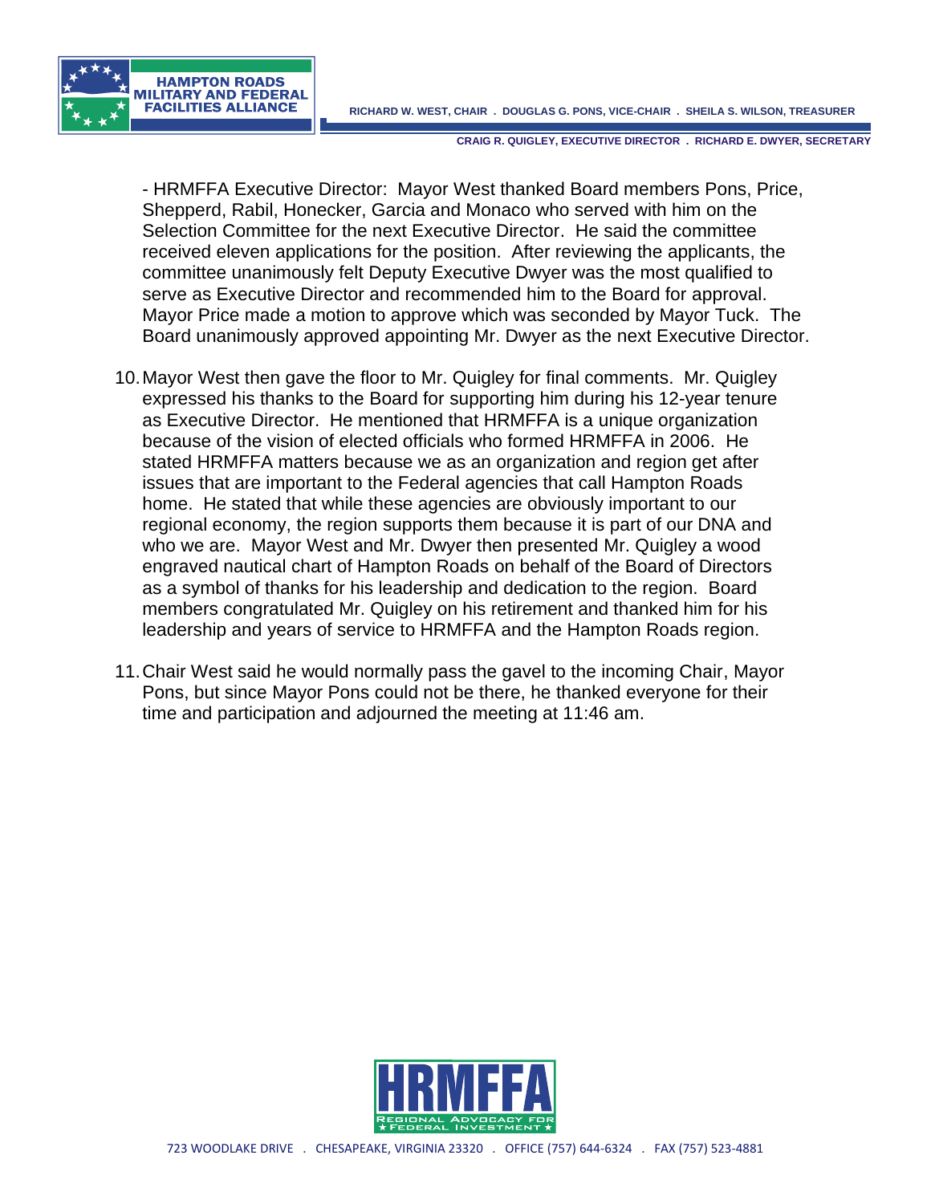- HRMFFA Executive Director: Mayor West thanked Board members Pons, Price, Shepperd, Rabil, Honecker, Garcia and Monaco who served with him on the Selection Committee for the next Executive Director. He said the committee received eleven applications for the position. After reviewing the applicants, the committee unanimously felt Deputy Executive Dwyer was the most qualified to serve as Executive Director and recommended him to the Board for approval. Mayor Price made a motion to approve which was seconded by Mayor Tuck. The Board unanimously approved appointing Mr. Dwyer as the next Executive Director.

10. Mayor West then gave the floor to Mr. Quigley for final comments. Mr. Quigley expressed his thanks to the Board for supporting him during his 12-year tenure as Executive Director. He mentioned that HRMFFA is a unique organization because of the vision of elected officials who formed HRMFFA in 2006. He stated HRMFFA matters because we as an organization and region get after issues that are important to the Federal agencies that call Hampton Roads home. He stated that while these agencies are obviously important to our regional economy, the region supports them because it is part of our DNA and who we are. Mayor West and Mr. Dwyer then presented Mr. Quigley a wood engraved nautical chart of Hampton Roads on behalf of the Board of Directors as a symbol of thanks for his leadership and dedication to the region. Board members congratulated Mr. Quigley on his retirement and thanked him for his leadership and years of service to HRMFFA and the Hampton Roads region.

11. Chair West said he would normally pass the gavel to the incoming Chair, Mayor Pons, but since Mayor Pons could not be there, he thanked everyone for their time and participation and adjourned the meeting at 11:46 am.